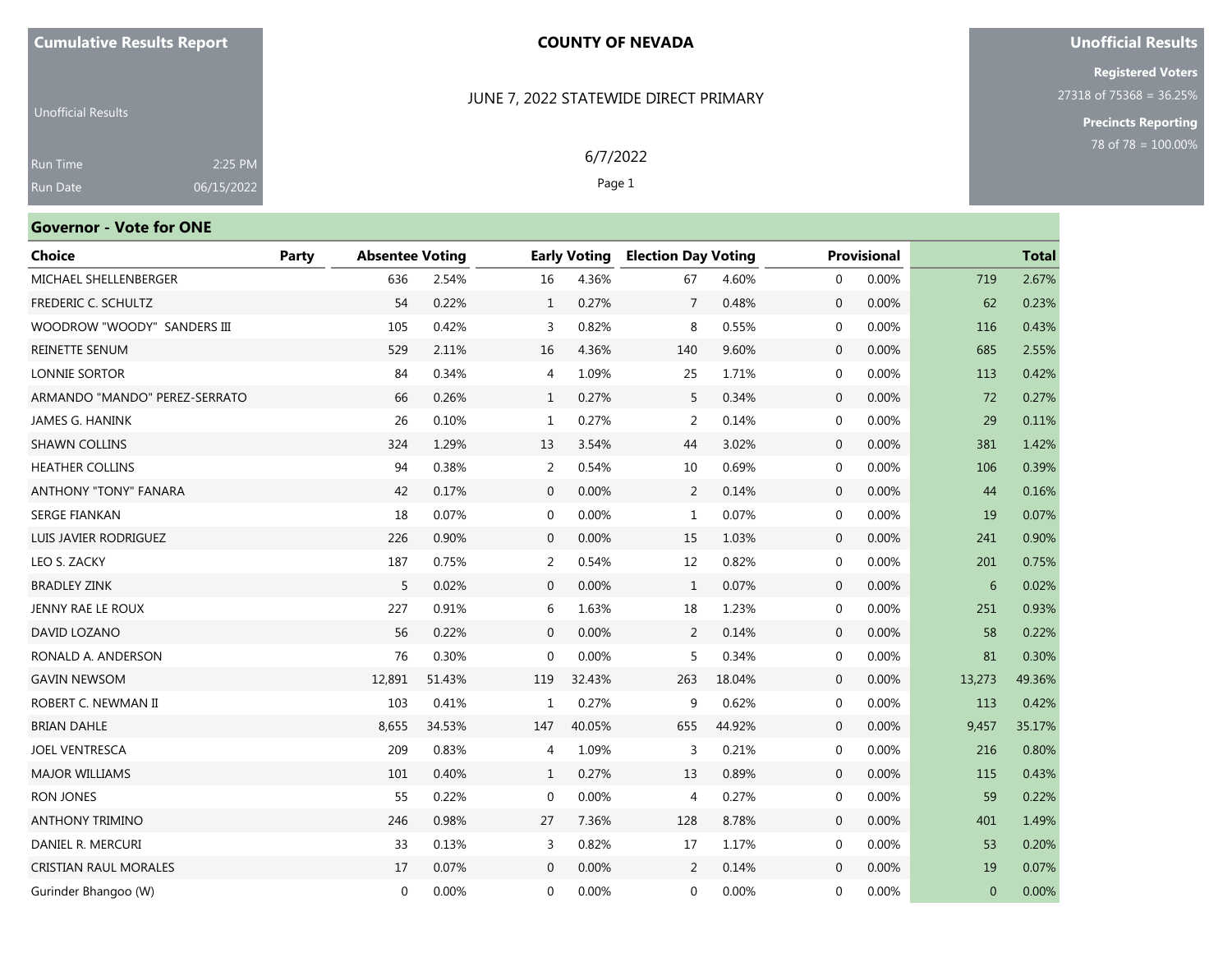**Cumulative Results Report**

Unofficial Results

Run Time 2:25 PM

Run Date 06/15/2022

**COUNTY OF NEVADA**

JUNE 7, 2022 STATEWIDE DIRECT PRIMARY

6/7/2022

**Unofficial Results**

**Registered Voters**

27318 of 75368 = 36.25%

**Precincts Reporting**

78 of 78 = 100.00%

## Governor - Vote for ONE

| Choice | Party | Absentee Voting | | Early Voting | | Election Day Voting | | Provisional | | Total | |
|---|---|---|---|---|---|---|---|---|---|---|---|
| MICHAEL SHELLENBERGER | | 636 | 2.54% | 16 | 4.36% | 67 | 4.60% | 0 | 0.00% | 719 | 2.67% |
| FREDERIC C. SCHULTZ | | 54 | 0.22% | 1 | 0.27% | 7 | 0.48% | 0 | 0.00% | 62 | 0.23% |
| WOODROW "WOODY" SANDERS III | | 105 | 0.42% | 3 | 0.82% | 8 | 0.55% | 0 | 0.00% | 116 | 0.43% |
| REINETTE SENUM | | 529 | 2.11% | 16 | 4.36% | 140 | 9.60% | 0 | 0.00% | 685 | 2.55% |
| LONNIE SORTOR | | 84 | 0.34% | 4 | 1.09% | 25 | 1.71% | 0 | 0.00% | 113 | 0.42% |
| ARMANDO "MANDO" PEREZ-SERRATO | | 66 | 0.26% | 1 | 0.27% | 5 | 0.34% | 0 | 0.00% | 72 | 0.27% |
| JAMES G. HANINK | | 26 | 0.10% | 1 | 0.27% | 2 | 0.14% | 0 | 0.00% | 29 | 0.11% |
| SHAWN COLLINS | | 324 | 1.29% | 13 | 3.54% | 44 | 3.02% | 0 | 0.00% | 381 | 1.42% |
| HEATHER COLLINS | | 94 | 0.38% | 2 | 0.54% | 10 | 0.69% | 0 | 0.00% | 106 | 0.39% |
| ANTHONY "TONY" FANARA | | 42 | 0.17% | 0 | 0.00% | 2 | 0.14% | 0 | 0.00% | 44 | 0.16% |
| SERGE FIANKAN | | 18 | 0.07% | 0 | 0.00% | 1 | 0.07% | 0 | 0.00% | 19 | 0.07% |
| LUIS JAVIER RODRIGUEZ | | 226 | 0.90% | 0 | 0.00% | 15 | 1.03% | 0 | 0.00% | 241 | 0.90% |
| LEO S. ZACKY | | 187 | 0.75% | 2 | 0.54% | 12 | 0.82% | 0 | 0.00% | 201 | 0.75% |
| BRADLEY ZINK | | 5 | 0.02% | 0 | 0.00% | 1 | 0.07% | 0 | 0.00% | 6 | 0.02% |
| JENNY RAE LE ROUX | | 227 | 0.91% | 6 | 1.63% | 18 | 1.23% | 0 | 0.00% | 251 | 0.93% |
| DAVID LOZANO | | 56 | 0.22% | 0 | 0.00% | 2 | 0.14% | 0 | 0.00% | 58 | 0.22% |
| RONALD A. ANDERSON | | 76 | 0.30% | 0 | 0.00% | 5 | 0.34% | 0 | 0.00% | 81 | 0.30% |
| GAVIN NEWSOM | | 12,891 | 51.43% | 119 | 32.43% | 263 | 18.04% | 0 | 0.00% | 13,273 | 49.36% |
| ROBERT C. NEWMAN II | | 103 | 0.41% | 1 | 0.27% | 9 | 0.62% | 0 | 0.00% | 113 | 0.42% |
| BRIAN DAHLE | | 8,655 | 34.53% | 147 | 40.05% | 655 | 44.92% | 0 | 0.00% | 9,457 | 35.17% |
| JOEL VENTRESCA | | 209 | 0.83% | 4 | 1.09% | 3 | 0.21% | 0 | 0.00% | 216 | 0.80% |
| MAJOR WILLIAMS | | 101 | 0.40% | 1 | 0.27% | 13 | 0.89% | 0 | 0.00% | 115 | 0.43% |
| RON JONES | | 55 | 0.22% | 0 | 0.00% | 4 | 0.27% | 0 | 0.00% | 59 | 0.22% |
| ANTHONY TRIMINO | | 246 | 0.98% | 27 | 7.36% | 128 | 8.78% | 0 | 0.00% | 401 | 1.49% |
| DANIEL R. MERCURI | | 33 | 0.13% | 3 | 0.82% | 17 | 1.17% | 0 | 0.00% | 53 | 0.20% |
| CRISTIAN RAUL MORALES | | 17 | 0.07% | 0 | 0.00% | 2 | 0.14% | 0 | 0.00% | 19 | 0.07% |
| Gurinder Bhangoo (W) | | 0 | 0.00% | 0 | 0.00% | 0 | 0.00% | 0 | 0.00% | 0 | 0.00% |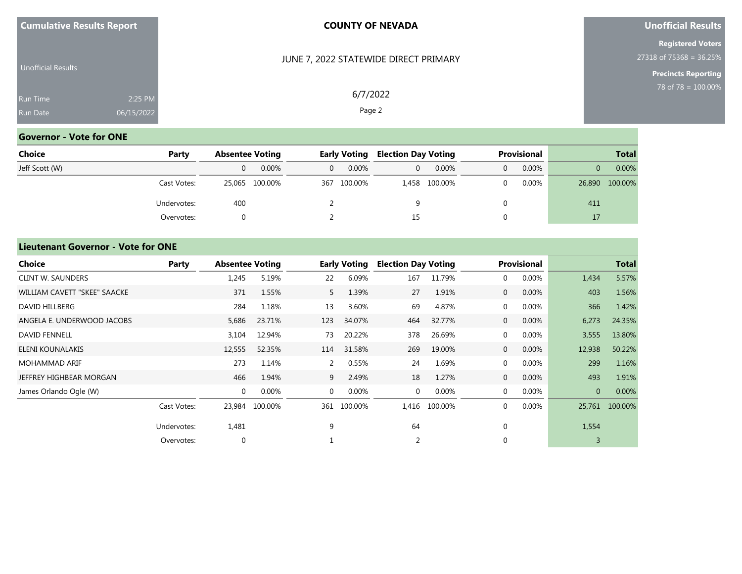Cumulative Results Report

Unofficial Results

Run Time 2:25 PM
Run Date 06/15/2022

**COUNTY OF NEVADA**

JUNE 7, 2022 STATEWIDE DIRECT PRIMARY

6/7/2022

**Unofficial Results**

**Registered Voters**
27318 of 75368 = 36.25%

**Precincts Reporting**
78 of 78 = 100.00%

## Governor - Vote for ONE

| Choice | Party | Absentee Voting | | Early Voting | | Election Day Voting | | Provisional | | Total | |
|---|---|---|---|---|---|---|---|---|---|---|---|
| Jeff Scott (W) | | 0 | 0.00% | 0 | 0.00% | 0 | 0.00% | 0 | 0.00% | 0 | 0.00% |
| | Cast Votes: | 25,065 | 100.00% | 367 | 100.00% | 1,458 | 100.00% | 0 | 0.00% | 26,890 | 100.00% |
| | Undervotes: | 400 | | 2 | | 9 | | 0 | | 411 | |
| | Overvotes: | 0 | | 2 | | 15 | | 0 | | 17 | |

## Lieutenant Governor - Vote for ONE

| Choice | Party | Absentee Voting | | Early Voting | | Election Day Voting | | Provisional | | Total | |
|---|---|---|---|---|---|---|---|---|---|---|---|
| CLINT W. SAUNDERS | | 1,245 | 5.19% | 22 | 6.09% | 167 | 11.79% | 0 | 0.00% | 1,434 | 5.57% |
| WILLIAM CAVETT "SKEE" SAACKE | | 371 | 1.55% | 5 | 1.39% | 27 | 1.91% | 0 | 0.00% | 403 | 1.56% |
| DAVID HILLBERG | | 284 | 1.18% | 13 | 3.60% | 69 | 4.87% | 0 | 0.00% | 366 | 1.42% |
| ANGELA E. UNDERWOOD JACOBS | | 5,686 | 23.71% | 123 | 34.07% | 464 | 32.77% | 0 | 0.00% | 6,273 | 24.35% |
| DAVID FENNELL | | 3,104 | 12.94% | 73 | 20.22% | 378 | 26.69% | 0 | 0.00% | 3,555 | 13.80% |
| ELENI KOUNALAKIS | | 12,555 | 52.35% | 114 | 31.58% | 269 | 19.00% | 0 | 0.00% | 12,938 | 50.22% |
| MOHAMMAD ARIF | | 273 | 1.14% | 2 | 0.55% | 24 | 1.69% | 0 | 0.00% | 299 | 1.16% |
| JEFFREY HIGHBEAR MORGAN | | 466 | 1.94% | 9 | 2.49% | 18 | 1.27% | 0 | 0.00% | 493 | 1.91% |
| James Orlando Ogle (W) | | 0 | 0.00% | 0 | 0.00% | 0 | 0.00% | 0 | 0.00% | 0 | 0.00% |
| | Cast Votes: | 23,984 | 100.00% | 361 | 100.00% | 1,416 | 100.00% | 0 | 0.00% | 25,761 | 100.00% |
| | Undervotes: | 1,481 | | 9 | | 64 | | 0 | | 1,554 | |
| | Overvotes: | 0 | | 1 | | 2 | | 0 | | 3 | |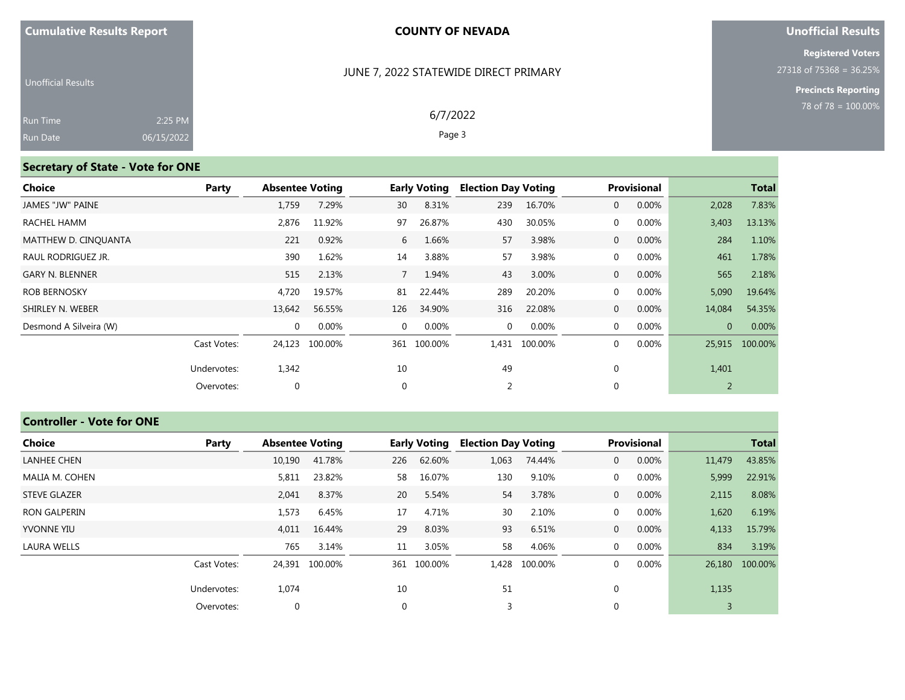**Cumulative Results Report**

Unofficial Results

Run Time 2:25 PM
Run Date 06/15/2022

**COUNTY OF NEVADA**

JUNE 7, 2022 STATEWIDE DIRECT PRIMARY

6/7/2022

**Unofficial Results**

**Registered Voters**
27318 of 75368 = 36.25%

**Precincts Reporting**
78 of 78 = 100.00%

## Secretary of State - Vote for ONE

| Choice | Party | Absentee Voting | | Early Voting | | Election Day Voting | | Provisional | | Total | |
|---|---|---|---|---|---|---|---|---|---|---|---|
| JAMES "JW" PAINE | | 1,759 | 7.29% | 30 | 8.31% | 239 | 16.70% | 0 | 0.00% | 2,028 | 7.83% |
| RACHEL HAMM | | 2,876 | 11.92% | 97 | 26.87% | 430 | 30.05% | 0 | 0.00% | 3,403 | 13.13% |
| MATTHEW D. CINQUANTA | | 221 | 0.92% | 6 | 1.66% | 57 | 3.98% | 0 | 0.00% | 284 | 1.10% |
| RAUL RODRIGUEZ JR. | | 390 | 1.62% | 14 | 3.88% | 57 | 3.98% | 0 | 0.00% | 461 | 1.78% |
| GARY N. BLENNER | | 515 | 2.13% | 7 | 1.94% | 43 | 3.00% | 0 | 0.00% | 565 | 2.18% |
| ROB BERNOSKY | | 4,720 | 19.57% | 81 | 22.44% | 289 | 20.20% | 0 | 0.00% | 5,090 | 19.64% |
| SHIRLEY N. WEBER | | 13,642 | 56.55% | 126 | 34.90% | 316 | 22.08% | 0 | 0.00% | 14,084 | 54.35% |
| Desmond A Silveira (W) | | 0 | 0.00% | 0 | 0.00% | 0 | 0.00% | 0 | 0.00% | 0 | 0.00% |
| | Cast Votes: | 24,123 | 100.00% | 361 | 100.00% | 1,431 | 100.00% | 0 | 0.00% | 25,915 | 100.00% |
| | Undervotes: | 1,342 | | 10 | | 49 | | 0 | | 1,401 | |
| | Overvotes: | 0 | | 0 | | 2 | | 0 | | 2 | |

## Controller - Vote for ONE

| Choice | Party | Absentee Voting | | Early Voting | | Election Day Voting | | Provisional | | Total | |
|---|---|---|---|---|---|---|---|---|---|---|---|
| LANHEE CHEN | | 10,190 | 41.78% | 226 | 62.60% | 1,063 | 74.44% | 0 | 0.00% | 11,479 | 43.85% |
| MALIA M. COHEN | | 5,811 | 23.82% | 58 | 16.07% | 130 | 9.10% | 0 | 0.00% | 5,999 | 22.91% |
| STEVE GLAZER | | 2,041 | 8.37% | 20 | 5.54% | 54 | 3.78% | 0 | 0.00% | 2,115 | 8.08% |
| RON GALPERIN | | 1,573 | 6.45% | 17 | 4.71% | 30 | 2.10% | 0 | 0.00% | 1,620 | 6.19% |
| YVONNE YIU | | 4,011 | 16.44% | 29 | 8.03% | 93 | 6.51% | 0 | 0.00% | 4,133 | 15.79% |
| LAURA WELLS | | 765 | 3.14% | 11 | 3.05% | 58 | 4.06% | 0 | 0.00% | 834 | 3.19% |
| | Cast Votes: | 24,391 | 100.00% | 361 | 100.00% | 1,428 | 100.00% | 0 | 0.00% | 26,180 | 100.00% |
| | Undervotes: | 1,074 | | 10 | | 51 | | 0 | | 1,135 | |
| | Overvotes: | 0 | | 0 | | 3 | | 0 | | 3 | |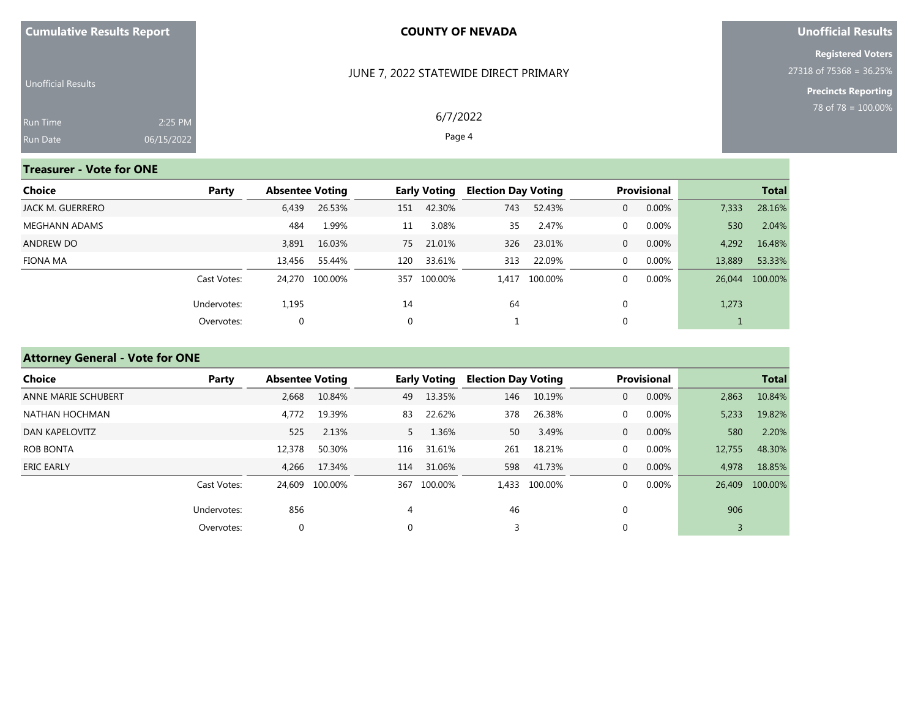Cumulative Results Report

Unofficial Results

Run Time 2:25 PM
Run Date 06/15/2022

**COUNTY OF NEVADA**

JUNE 7, 2022 STATEWIDE DIRECT PRIMARY

6/7/2022

**Unofficial Results**

**Registered Voters**
27318 of 75368 = 36.25%

**Precincts Reporting**
78 of 78 = 100.00%

## Treasurer - Vote for ONE

| Choice | Party | Absentee Voting | | Early Voting | | Election Day Voting | | Provisional | | Total | |
|---|---|---|---|---|---|---|---|---|---|---|---|
| JACK M. GUERRERO | | 6,439 | 26.53% | 151 | 42.30% | 743 | 52.43% | 0 | 0.00% | 7,333 | 28.16% |
| MEGHANN ADAMS | | 484 | 1.99% | 11 | 3.08% | 35 | 2.47% | 0 | 0.00% | 530 | 2.04% |
| ANDREW DO | | 3,891 | 16.03% | 75 | 21.01% | 326 | 23.01% | 0 | 0.00% | 4,292 | 16.48% |
| FIONA MA | | 13,456 | 55.44% | 120 | 33.61% | 313 | 22.09% | 0 | 0.00% | 13,889 | 53.33% |
| | Cast Votes: | 24,270 | 100.00% | 357 | 100.00% | 1,417 | 100.00% | 0 | 0.00% | 26,044 | 100.00% |
| | Undervotes: | 1,195 | | 14 | | 64 | | 0 | | 1,273 | |
| | Overvotes: | 0 | | 0 | | 1 | | 0 | | 1 | |

## Attorney General - Vote for ONE

| Choice | Party | Absentee Voting | | Early Voting | | Election Day Voting | | Provisional | | Total | |
|---|---|---|---|---|---|---|---|---|---|---|---|
| ANNE MARIE SCHUBERT | | 2,668 | 10.84% | 49 | 13.35% | 146 | 10.19% | 0 | 0.00% | 2,863 | 10.84% |
| NATHAN HOCHMAN | | 4,772 | 19.39% | 83 | 22.62% | 378 | 26.38% | 0 | 0.00% | 5,233 | 19.82% |
| DAN KAPELOVITZ | | 525 | 2.13% | 5 | 1.36% | 50 | 3.49% | 0 | 0.00% | 580 | 2.20% |
| ROB BONTA | | 12,378 | 50.30% | 116 | 31.61% | 261 | 18.21% | 0 | 0.00% | 12,755 | 48.30% |
| ERIC EARLY | | 4,266 | 17.34% | 114 | 31.06% | 598 | 41.73% | 0 | 0.00% | 4,978 | 18.85% |
| | Cast Votes: | 24,609 | 100.00% | 367 | 100.00% | 1,433 | 100.00% | 0 | 0.00% | 26,409 | 100.00% |
| | Undervotes: | 856 | | 4 | | 46 | | 0 | | 906 | |
| | Overvotes: | 0 | | 0 | | 3 | | 0 | | 3 | |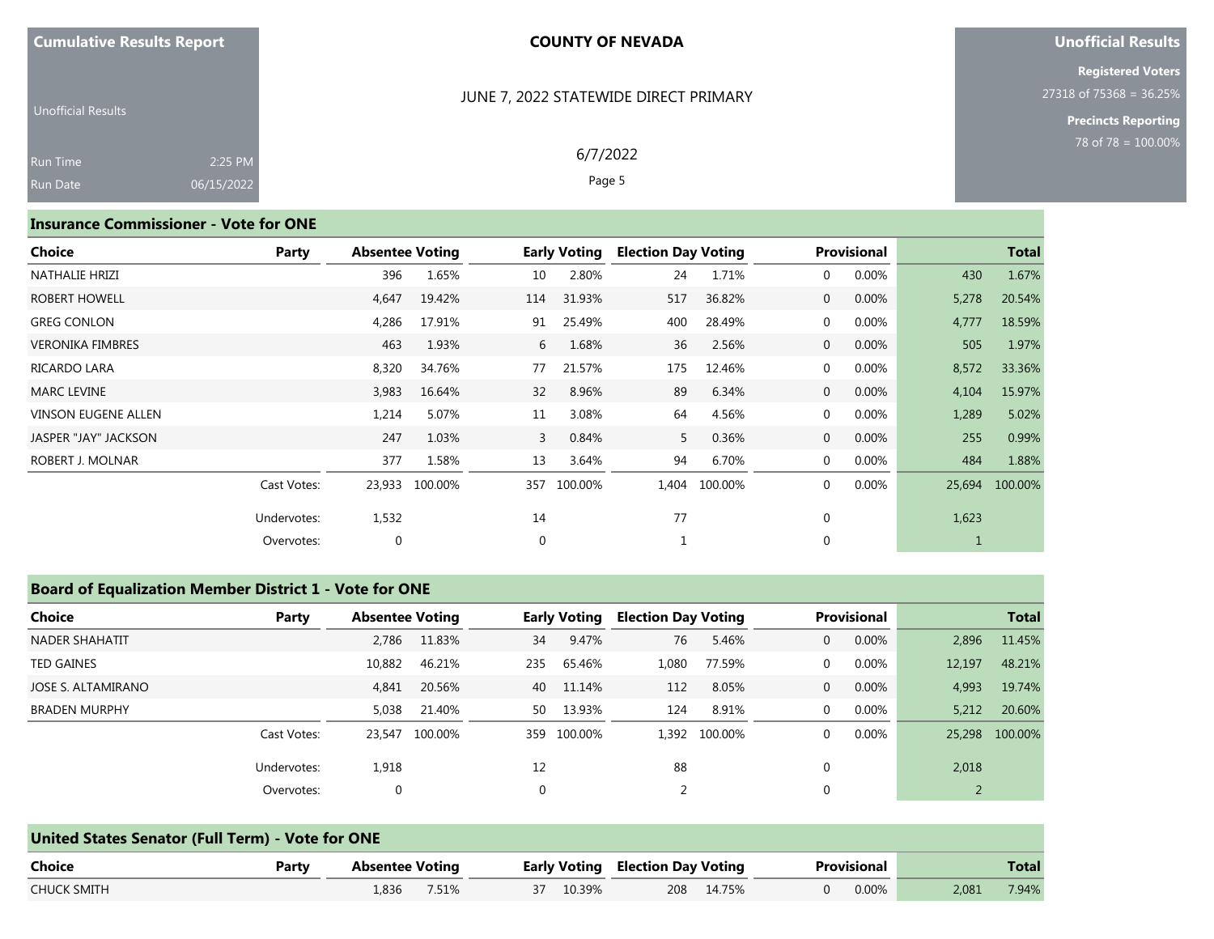## Insurance Commissioner - Vote for ONE

| Choice | Party | Absentee Voting | | Early Voting | | Election Day Voting | | Provisional | | Total | |
|---|---|---|---|---|---|---|---|---|---|---|---|
| NATHALIE HRIZI | | 396 | 1.65% | 10 | 2.80% | 24 | 1.71% | 0 | 0.00% | 430 | 1.67% |
| ROBERT HOWELL | | 4,647 | 19.42% | 114 | 31.93% | 517 | 36.82% | 0 | 0.00% | 5,278 | 20.54% |
| GREG CONLON | | 4,286 | 17.91% | 91 | 25.49% | 400 | 28.49% | 0 | 0.00% | 4,777 | 18.59% |
| VERONIKA FIMBRES | | 463 | 1.93% | 6 | 1.68% | 36 | 2.56% | 0 | 0.00% | 505 | 1.97% |
| RICARDO LARA | | 8,320 | 34.76% | 77 | 21.57% | 175 | 12.46% | 0 | 0.00% | 8,572 | 33.36% |
| MARC LEVINE | | 3,983 | 16.64% | 32 | 8.96% | 89 | 6.34% | 0 | 0.00% | 4,104 | 15.97% |
| VINSON EUGENE ALLEN | | 1,214 | 5.07% | 11 | 3.08% | 64 | 4.56% | 0 | 0.00% | 1,289 | 5.02% |
| JASPER "JAY" JACKSON | | 247 | 1.03% | 3 | 0.84% | 5 | 0.36% | 0 | 0.00% | 255 | 0.99% |
| ROBERT J. MOLNAR | | 377 | 1.58% | 13 | 3.64% | 94 | 6.70% | 0 | 0.00% | 484 | 1.88% |
| | Cast Votes: | 23,933 | 100.00% | 357 | 100.00% | 1,404 | 100.00% | 0 | 0.00% | 25,694 | 100.00% |
| | Undervotes: | 1,532 | | 14 | | 77 | | 0 | | 1,623 | |
| | Overvotes: | 0 | | 0 | | 1 | | 0 | | 1 | |

## Board of Equalization Member District 1 - Vote for ONE

| Choice | Party | Absentee Voting | | Early Voting | | Election Day Voting | | Provisional | | Total | |
|---|---|---|---|---|---|---|---|---|---|---|---|
| NADER SHAHATIT | | 2,786 | 11.83% | 34 | 9.47% | 76 | 5.46% | 0 | 0.00% | 2,896 | 11.45% |
| TED GAINES | | 10,882 | 46.21% | 235 | 65.46% | 1,080 | 77.59% | 0 | 0.00% | 12,197 | 48.21% |
| JOSE S. ALTAMIRANO | | 4,841 | 20.56% | 40 | 11.14% | 112 | 8.05% | 0 | 0.00% | 4,993 | 19.74% |
| BRADEN MURPHY | | 5,038 | 21.40% | 50 | 13.93% | 124 | 8.91% | 0 | 0.00% | 5,212 | 20.60% |
| | Cast Votes: | 23,547 | 100.00% | 359 | 100.00% | 1,392 | 100.00% | 0 | 0.00% | 25,298 | 100.00% |
| | Undervotes: | 1,918 | | 12 | | 88 | | 0 | | 2,018 | |
| | Overvotes: | 0 | | 0 | | 2 | | 0 | | 2 | |

## United States Senator (Full Term) - Vote for ONE

| Choice | Party | Absentee Voting | | Early Voting | | Election Day Voting | | Provisional | | Total | |
|---|---|---|---|---|---|---|---|---|---|---|---|
| CHUCK SMITH | | 1,836 | 7.51% | 37 | 10.39% | 208 | 14.75% | 0 | 0.00% | 2,081 | 7.94% |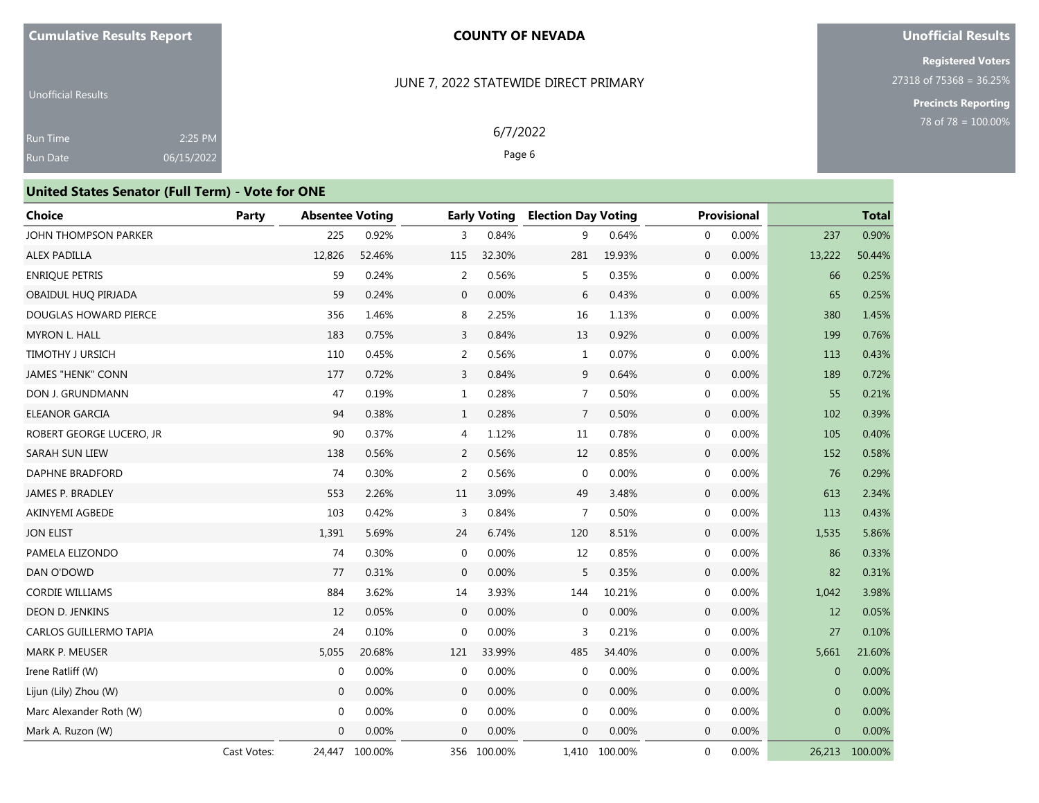**Cumulative Results Report**

Unofficial Results

Run Time 2:25 PM

Run Date 06/15/2022

**COUNTY OF NEVADA**

JUNE 7, 2022 STATEWIDE DIRECT PRIMARY

6/7/2022

**Unofficial Results**

**Registered Voters**

27318 of 75368 = 36.25%

**Precincts Reporting**

78 of 78 = 100.00%

## United States Senator (Full Term) - Vote for ONE

| Choice | Party | Absentee Voting | | Early Voting | | Election Day Voting | | Provisional | | Total | |
|---|---|---|---|---|---|---|---|---|---|---|---|
| JOHN THOMPSON PARKER | | 225 | 0.92% | 3 | 0.84% | 9 | 0.64% | 0 | 0.00% | 237 | 0.90% |
| ALEX PADILLA | | 12,826 | 52.46% | 115 | 32.30% | 281 | 19.93% | 0 | 0.00% | 13,222 | 50.44% |
| ENRIQUE PETRIS | | 59 | 0.24% | 2 | 0.56% | 5 | 0.35% | 0 | 0.00% | 66 | 0.25% |
| OBAIDUL HUQ PIRJADA | | 59 | 0.24% | 0 | 0.00% | 6 | 0.43% | 0 | 0.00% | 65 | 0.25% |
| DOUGLAS HOWARD PIERCE | | 356 | 1.46% | 8 | 2.25% | 16 | 1.13% | 0 | 0.00% | 380 | 1.45% |
| MYRON L. HALL | | 183 | 0.75% | 3 | 0.84% | 13 | 0.92% | 0 | 0.00% | 199 | 0.76% |
| TIMOTHY J URSICH | | 110 | 0.45% | 2 | 0.56% | 1 | 0.07% | 0 | 0.00% | 113 | 0.43% |
| JAMES "HENK" CONN | | 177 | 0.72% | 3 | 0.84% | 9 | 0.64% | 0 | 0.00% | 189 | 0.72% |
| DON J. GRUNDMANN | | 47 | 0.19% | 1 | 0.28% | 7 | 0.50% | 0 | 0.00% | 55 | 0.21% |
| ELEANOR GARCIA | | 94 | 0.38% | 1 | 0.28% | 7 | 0.50% | 0 | 0.00% | 102 | 0.39% |
| ROBERT GEORGE LUCERO, JR | | 90 | 0.37% | 4 | 1.12% | 11 | 0.78% | 0 | 0.00% | 105 | 0.40% |
| SARAH SUN LIEW | | 138 | 0.56% | 2 | 0.56% | 12 | 0.85% | 0 | 0.00% | 152 | 0.58% |
| DAPHNE BRADFORD | | 74 | 0.30% | 2 | 0.56% | 0 | 0.00% | 0 | 0.00% | 76 | 0.29% |
| JAMES P. BRADLEY | | 553 | 2.26% | 11 | 3.09% | 49 | 3.48% | 0 | 0.00% | 613 | 2.34% |
| AKINYEMI AGBEDE | | 103 | 0.42% | 3 | 0.84% | 7 | 0.50% | 0 | 0.00% | 113 | 0.43% |
| JON ELIST | | 1,391 | 5.69% | 24 | 6.74% | 120 | 8.51% | 0 | 0.00% | 1,535 | 5.86% |
| PAMELA ELIZONDO | | 74 | 0.30% | 0 | 0.00% | 12 | 0.85% | 0 | 0.00% | 86 | 0.33% |
| DAN O'DOWD | | 77 | 0.31% | 0 | 0.00% | 5 | 0.35% | 0 | 0.00% | 82 | 0.31% |
| CORDIE WILLIAMS | | 884 | 3.62% | 14 | 3.93% | 144 | 10.21% | 0 | 0.00% | 1,042 | 3.98% |
| DEON D. JENKINS | | 12 | 0.05% | 0 | 0.00% | 0 | 0.00% | 0 | 0.00% | 12 | 0.05% |
| CARLOS GUILLERMO TAPIA | | 24 | 0.10% | 0 | 0.00% | 3 | 0.21% | 0 | 0.00% | 27 | 0.10% |
| MARK P. MEUSER | | 5,055 | 20.68% | 121 | 33.99% | 485 | 34.40% | 0 | 0.00% | 5,661 | 21.60% |
| Irene Ratliff (W) | | 0 | 0.00% | 0 | 0.00% | 0 | 0.00% | 0 | 0.00% | 0 | 0.00% |
| Lijun (Lily) Zhou (W) | | 0 | 0.00% | 0 | 0.00% | 0 | 0.00% | 0 | 0.00% | 0 | 0.00% |
| Marc Alexander Roth (W) | | 0 | 0.00% | 0 | 0.00% | 0 | 0.00% | 0 | 0.00% | 0 | 0.00% |
| Mark A. Ruzon (W) | | 0 | 0.00% | 0 | 0.00% | 0 | 0.00% | 0 | 0.00% | 0 | 0.00% |
| | Cast Votes: | 24,447 | 100.00% | 356 | 100.00% | 1,410 | 100.00% | 0 | 0.00% | 26,213 | 100.00% |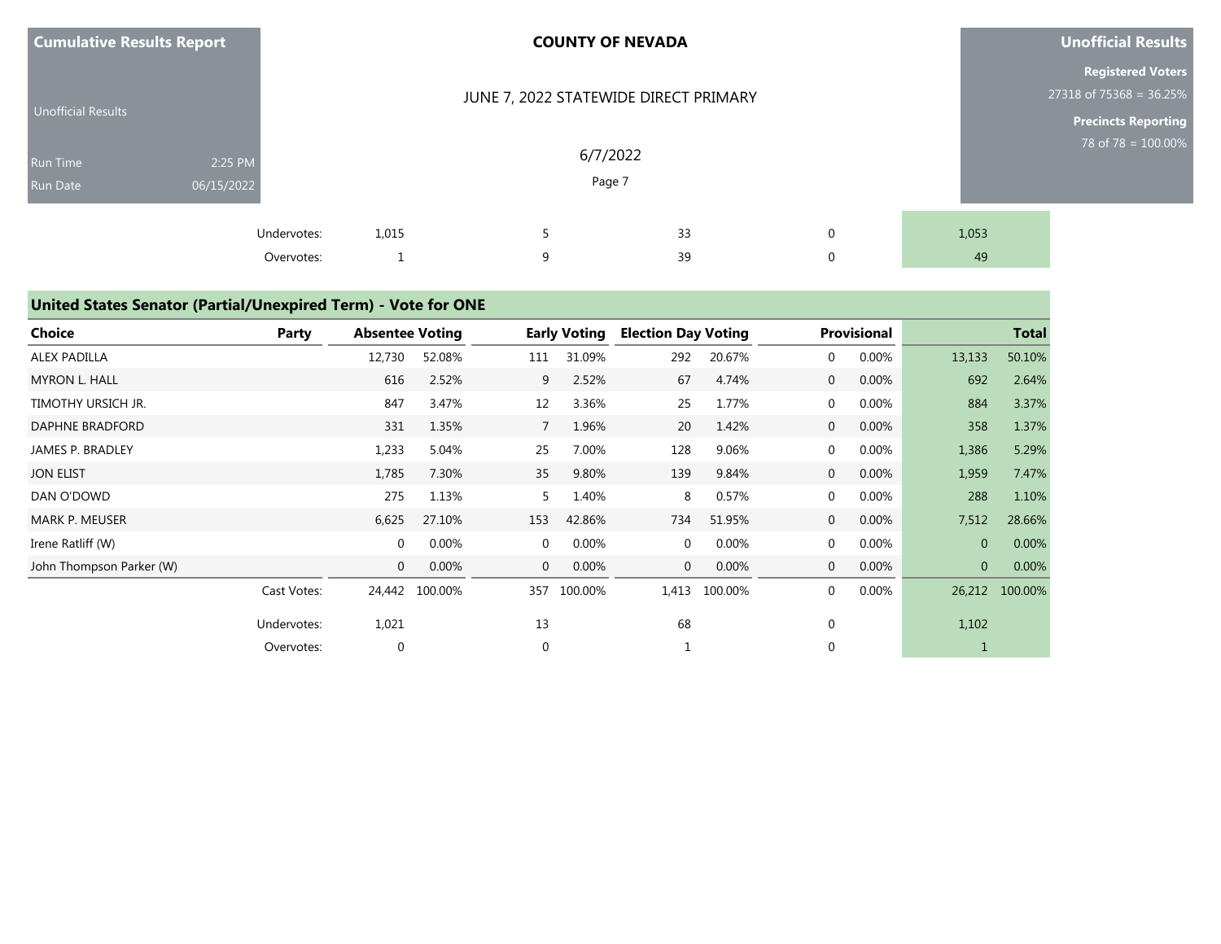| | | Absentee Voting | Early Voting | Election Day Voting | Provisional | Total |
|---|---|---|---|---|---|---|
| | Undervotes: | 1,015 | 5 | 33 | 0 | 1,053 |
| | Overvotes: | 1 | 9 | 39 | 0 | 49 |

## United States Senator (Partial/Unexpired Term) - Vote for ONE

| Choice | Party | Absentee Voting | | Early Voting | | Election Day Voting | | Provisional | | Total | |
|---|---|---|---|---|---|---|---|---|---|---|---|
| ALEX PADILLA | | 12,730 | 52.08% | 111 | 31.09% | 292 | 20.67% | 0 | 0.00% | 13,133 | 50.10% |
| MYRON L. HALL | | 616 | 2.52% | 9 | 2.52% | 67 | 4.74% | 0 | 0.00% | 692 | 2.64% |
| TIMOTHY URSICH JR. | | 847 | 3.47% | 12 | 3.36% | 25 | 1.77% | 0 | 0.00% | 884 | 3.37% |
| DAPHNE BRADFORD | | 331 | 1.35% | 7 | 1.96% | 20 | 1.42% | 0 | 0.00% | 358 | 1.37% |
| JAMES P. BRADLEY | | 1,233 | 5.04% | 25 | 7.00% | 128 | 9.06% | 0 | 0.00% | 1,386 | 5.29% |
| JON ELIST | | 1,785 | 7.30% | 35 | 9.80% | 139 | 9.84% | 0 | 0.00% | 1,959 | 7.47% |
| DAN O'DOWD | | 275 | 1.13% | 5 | 1.40% | 8 | 0.57% | 0 | 0.00% | 288 | 1.10% |
| MARK P. MEUSER | | 6,625 | 27.10% | 153 | 42.86% | 734 | 51.95% | 0 | 0.00% | 7,512 | 28.66% |
| Irene Ratliff (W) | | 0 | 0.00% | 0 | 0.00% | 0 | 0.00% | 0 | 0.00% | 0 | 0.00% |
| John Thompson Parker (W) | | 0 | 0.00% | 0 | 0.00% | 0 | 0.00% | 0 | 0.00% | 0 | 0.00% |
| | Cast Votes: | 24,442 | 100.00% | 357 | 100.00% | 1,413 | 100.00% | 0 | 0.00% | 26,212 | 100.00% |
| | Undervotes: | 1,021 | | 13 | | 68 | | 0 | | 1,102 | |
| | Overvotes: | 0 | | 0 | | 1 | | 0 | | 1 | |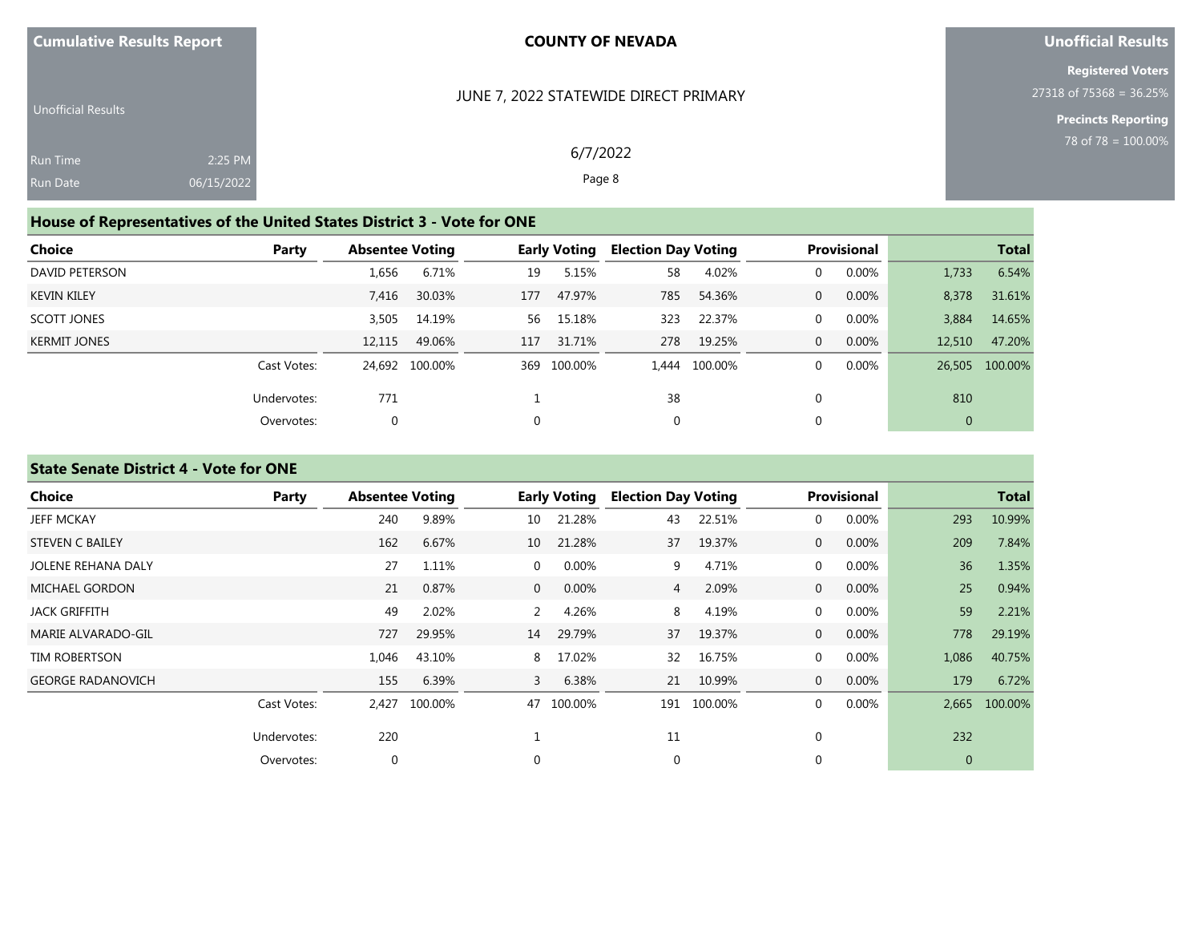# Cumulative Results Report

Unofficial Results

Run Time 2:25 PM

Run Date 06/15/2022

**COUNTY OF NEVADA**

JUNE 7, 2022 STATEWIDE DIRECT PRIMARY

6/7/2022

**Unofficial Results**

**Registered Voters**

27318 of 75368 = 36.25%

**Precincts Reporting**

78 of 78 = 100.00%

## House of Representatives of the United States District 3 - Vote for ONE

| Choice | Party | Absentee Voting | | Early Voting | | Election Day Voting | | Provisional | | Total | |
|---|---|---|---|---|---|---|---|---|---|---|---|
| DAVID PETERSON | | 1,656 | 6.71% | 19 | 5.15% | 58 | 4.02% | 0 | 0.00% | 1,733 | 6.54% |
| KEVIN KILEY | | 7,416 | 30.03% | 177 | 47.97% | 785 | 54.36% | 0 | 0.00% | 8,378 | 31.61% |
| SCOTT JONES | | 3,505 | 14.19% | 56 | 15.18% | 323 | 22.37% | 0 | 0.00% | 3,884 | 14.65% |
| KERMIT JONES | | 12,115 | 49.06% | 117 | 31.71% | 278 | 19.25% | 0 | 0.00% | 12,510 | 47.20% |
| | Cast Votes: | 24,692 | 100.00% | 369 | 100.00% | 1,444 | 100.00% | 0 | 0.00% | 26,505 | 100.00% |
| | Undervotes: | 771 | | 1 | | 38 | | 0 | | 810 | |
| | Overvotes: | 0 | | 0 | | 0 | | 0 | | 0 | |

## State Senate District 4 - Vote for ONE

| Choice | Party | Absentee Voting | | Early Voting | | Election Day Voting | | Provisional | | Total | |
|---|---|---|---|---|---|---|---|---|---|---|---|
| JEFF MCKAY | | 240 | 9.89% | 10 | 21.28% | 43 | 22.51% | 0 | 0.00% | 293 | 10.99% |
| STEVEN C BAILEY | | 162 | 6.67% | 10 | 21.28% | 37 | 19.37% | 0 | 0.00% | 209 | 7.84% |
| JOLENE REHANA DALY | | 27 | 1.11% | 0 | 0.00% | 9 | 4.71% | 0 | 0.00% | 36 | 1.35% |
| MICHAEL GORDON | | 21 | 0.87% | 0 | 0.00% | 4 | 2.09% | 0 | 0.00% | 25 | 0.94% |
| JACK GRIFFITH | | 49 | 2.02% | 2 | 4.26% | 8 | 4.19% | 0 | 0.00% | 59 | 2.21% |
| MARIE ALVARADO-GIL | | 727 | 29.95% | 14 | 29.79% | 37 | 19.37% | 0 | 0.00% | 778 | 29.19% |
| TIM ROBERTSON | | 1,046 | 43.10% | 8 | 17.02% | 32 | 16.75% | 0 | 0.00% | 1,086 | 40.75% |
| GEORGE RADANOVICH | | 155 | 6.39% | 3 | 6.38% | 21 | 10.99% | 0 | 0.00% | 179 | 6.72% |
| | Cast Votes: | 2,427 | 100.00% | 47 | 100.00% | 191 | 100.00% | 0 | 0.00% | 2,665 | 100.00% |
| | Undervotes: | 220 | | 1 | | 11 | | 0 | | 232 | |
| | Overvotes: | 0 | | 0 | | 0 | | 0 | | 0 | |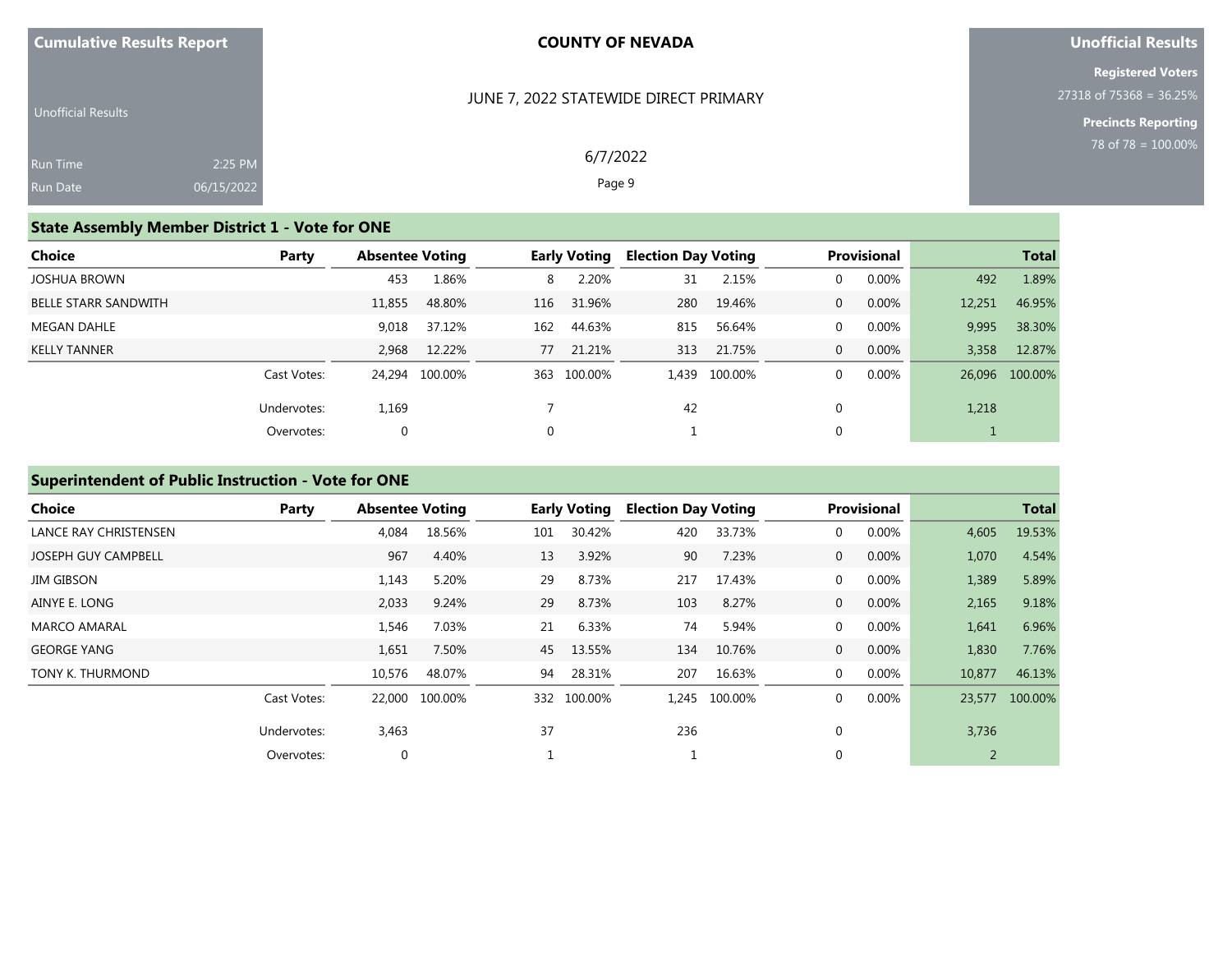Cumulative Results Report

Unofficial Results

Run Time 2:25 PM
Run Date 06/15/2022

**COUNTY OF NEVADA**

JUNE 7, 2022 STATEWIDE DIRECT PRIMARY

6/7/2022

**Unofficial Results**

**Registered Voters**
27318 of 75368 = 36.25%

**Precincts Reporting**
78 of 78 = 100.00%

## State Assembly Member District 1 - Vote for ONE

| Choice | Party | Absentee Voting | | Early Voting | | Election Day Voting | | Provisional | | Total | |
|---|---|---|---|---|---|---|---|---|---|---|---|
| JOSHUA BROWN | | 453 | 1.86% | 8 | 2.20% | 31 | 2.15% | 0 | 0.00% | 492 | 1.89% |
| BELLE STARR SANDWITH | | 11,855 | 48.80% | 116 | 31.96% | 280 | 19.46% | 0 | 0.00% | 12,251 | 46.95% |
| MEGAN DAHLE | | 9,018 | 37.12% | 162 | 44.63% | 815 | 56.64% | 0 | 0.00% | 9,995 | 38.30% |
| KELLY TANNER | | 2,968 | 12.22% | 77 | 21.21% | 313 | 21.75% | 0 | 0.00% | 3,358 | 12.87% |
| | Cast Votes: | 24,294 | 100.00% | 363 | 100.00% | 1,439 | 100.00% | 0 | 0.00% | 26,096 | 100.00% |
| | Undervotes: | 1,169 | | 7 | | 42 | | 0 | | 1,218 | |
| | Overvotes: | 0 | | 0 | | 1 | | 0 | | 1 | |

## Superintendent of Public Instruction - Vote for ONE

| Choice | Party | Absentee Voting | | Early Voting | | Election Day Voting | | Provisional | | Total | |
|---|---|---|---|---|---|---|---|---|---|---|---|
| LANCE RAY CHRISTENSEN | | 4,084 | 18.56% | 101 | 30.42% | 420 | 33.73% | 0 | 0.00% | 4,605 | 19.53% |
| JOSEPH GUY CAMPBELL | | 967 | 4.40% | 13 | 3.92% | 90 | 7.23% | 0 | 0.00% | 1,070 | 4.54% |
| JIM GIBSON | | 1,143 | 5.20% | 29 | 8.73% | 217 | 17.43% | 0 | 0.00% | 1,389 | 5.89% |
| AINYE E. LONG | | 2,033 | 9.24% | 29 | 8.73% | 103 | 8.27% | 0 | 0.00% | 2,165 | 9.18% |
| MARCO AMARAL | | 1,546 | 7.03% | 21 | 6.33% | 74 | 5.94% | 0 | 0.00% | 1,641 | 6.96% |
| GEORGE YANG | | 1,651 | 7.50% | 45 | 13.55% | 134 | 10.76% | 0 | 0.00% | 1,830 | 7.76% |
| TONY K. THURMOND | | 10,576 | 48.07% | 94 | 28.31% | 207 | 16.63% | 0 | 0.00% | 10,877 | 46.13% |
| | Cast Votes: | 22,000 | 100.00% | 332 | 100.00% | 1,245 | 100.00% | 0 | 0.00% | 23,577 | 100.00% |
| | Undervotes: | 3,463 | | 37 | | 236 | | 0 | | 3,736 | |
| | Overvotes: | 0 | | 1 | | 1 | | 0 | | 2 | |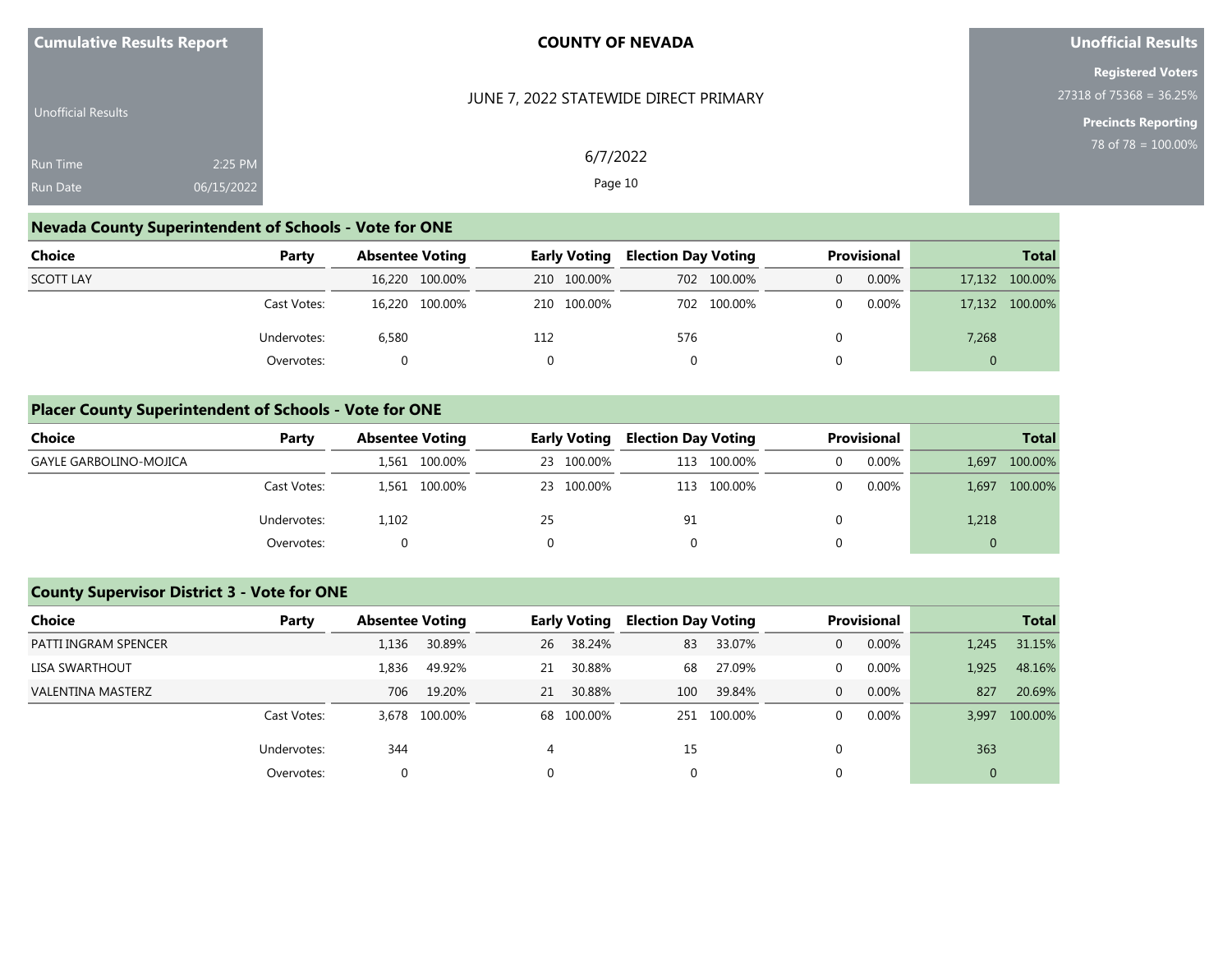## Nevada County Superintendent of Schools - Vote for ONE

| Choice | Party | Absentee Voting | | Early Voting | | Election Day Voting | | Provisional | | Total | |
|---|---|---|---|---|---|---|---|---|---|---|---|
| SCOTT LAY | | 16,220 | 100.00% | 210 | 100.00% | 702 | 100.00% | 0 | 0.00% | 17,132 | 100.00% |
| | Cast Votes: | 16,220 | 100.00% | 210 | 100.00% | 702 | 100.00% | 0 | 0.00% | 17,132 | 100.00% |
| | Undervotes: | 6,580 | | 112 | | 576 | | 0 | | 7,268 | |
| | Overvotes: | 0 | | 0 | | 0 | | 0 | | 0 | |

## Placer County Superintendent of Schools - Vote for ONE

| Choice | Party | Absentee Voting | | Early Voting | | Election Day Voting | | Provisional | | Total | |
|---|---|---|---|---|---|---|---|---|---|---|---|
| GAYLE GARBOLINO-MOJICA | | 1,561 | 100.00% | 23 | 100.00% | 113 | 100.00% | 0 | 0.00% | 1,697 | 100.00% |
| | Cast Votes: | 1,561 | 100.00% | 23 | 100.00% | 113 | 100.00% | 0 | 0.00% | 1,697 | 100.00% |
| | Undervotes: | 1,102 | | 25 | | 91 | | 0 | | 1,218 | |
| | Overvotes: | 0 | | 0 | | 0 | | 0 | | 0 | |

## County Supervisor District 3 - Vote for ONE

| Choice | Party | Absentee Voting | | Early Voting | | Election Day Voting | | Provisional | | Total | |
|---|---|---|---|---|---|---|---|---|---|---|---|
| PATTI INGRAM SPENCER | | 1,136 | 30.89% | 26 | 38.24% | 83 | 33.07% | 0 | 0.00% | 1,245 | 31.15% |
| LISA SWARTHOUT | | 1,836 | 49.92% | 21 | 30.88% | 68 | 27.09% | 0 | 0.00% | 1,925 | 48.16% |
| VALENTINA MASTERZ | | 706 | 19.20% | 21 | 30.88% | 100 | 39.84% | 0 | 0.00% | 827 | 20.69% |
| | Cast Votes: | 3,678 | 100.00% | 68 | 100.00% | 251 | 100.00% | 0 | 0.00% | 3,997 | 100.00% |
| | Undervotes: | 344 | | 4 | | 15 | | 0 | | 363 | |
| | Overvotes: | 0 | | 0 | | 0 | | 0 | | 0 | |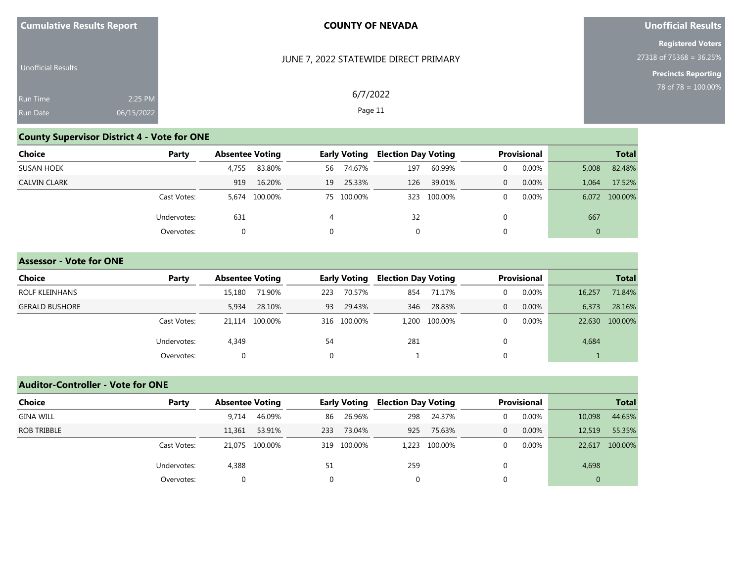## County Supervisor District 4 - Vote for ONE

| Choice | Party | Absentee Voting | | Early Voting | | Election Day Voting | | Provisional | | Total | |
|---|---|---|---|---|---|---|---|---|---|---|---|
| SUSAN HOEK | | 4,755 | 83.80% | 56 | 74.67% | 197 | 60.99% | 0 | 0.00% | 5,008 | 82.48% |
| CALVIN CLARK | | 919 | 16.20% | 19 | 25.33% | 126 | 39.01% | 0 | 0.00% | 1,064 | 17.52% |
| | Cast Votes: | 5,674 | 100.00% | 75 | 100.00% | 323 | 100.00% | 0 | 0.00% | 6,072 | 100.00% |
| | Undervotes: | 631 | | 4 | | 32 | | 0 | | 667 | |
| | Overvotes: | 0 | | 0 | | 0 | | 0 | | 0 | |

## Assessor - Vote for ONE

| Choice | Party | Absentee Voting | | Early Voting | | Election Day Voting | | Provisional | | Total | |
|---|---|---|---|---|---|---|---|---|---|---|---|
| ROLF KLEINHANS | | 15,180 | 71.90% | 223 | 70.57% | 854 | 71.17% | 0 | 0.00% | 16,257 | 71.84% |
| GERALD BUSHORE | | 5,934 | 28.10% | 93 | 29.43% | 346 | 28.83% | 0 | 0.00% | 6,373 | 28.16% |
| | Cast Votes: | 21,114 | 100.00% | 316 | 100.00% | 1,200 | 100.00% | 0 | 0.00% | 22,630 | 100.00% |
| | Undervotes: | 4,349 | | 54 | | 281 | | 0 | | 4,684 | |
| | Overvotes: | 0 | | 0 | | 1 | | 0 | | 1 | |

## Auditor-Controller - Vote for ONE

| Choice | Party | Absentee Voting | | Early Voting | | Election Day Voting | | Provisional | | Total | |
|---|---|---|---|---|---|---|---|---|---|---|---|
| GINA WILL | | 9,714 | 46.09% | 86 | 26.96% | 298 | 24.37% | 0 | 0.00% | 10,098 | 44.65% |
| ROB TRIBBLE | | 11,361 | 53.91% | 233 | 73.04% | 925 | 75.63% | 0 | 0.00% | 12,519 | 55.35% |
| | Cast Votes: | 21,075 | 100.00% | 319 | 100.00% | 1,223 | 100.00% | 0 | 0.00% | 22,617 | 100.00% |
| | Undervotes: | 4,388 | | 51 | | 259 | | 0 | | 4,698 | |
| | Overvotes: | 0 | | 0 | | 0 | | 0 | | 0 | |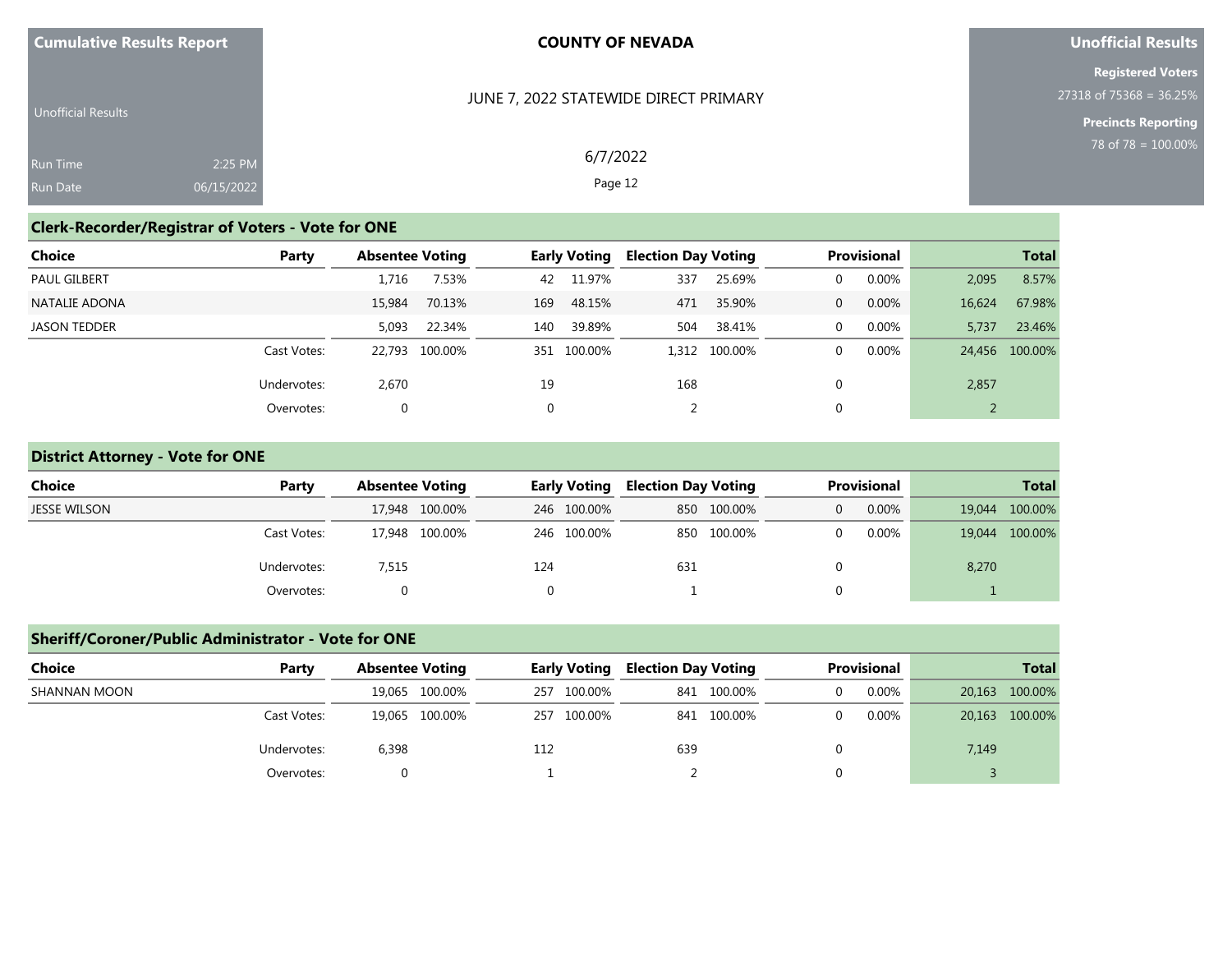## Clerk-Recorder/Registrar of Voters - Vote for ONE

| Choice | Party | Absentee Voting | | Early Voting | | Election Day Voting | | Provisional | | Total | |
|---|---|---|---|---|---|---|---|---|---|---|---|
| PAUL GILBERT | | 1,716 | 7.53% | 42 | 11.97% | 337 | 25.69% | 0 | 0.00% | 2,095 | 8.57% |
| NATALIE ADONA | | 15,984 | 70.13% | 169 | 48.15% | 471 | 35.90% | 0 | 0.00% | 16,624 | 67.98% |
| JASON TEDDER | | 5,093 | 22.34% | 140 | 39.89% | 504 | 38.41% | 0 | 0.00% | 5,737 | 23.46% |
| | Cast Votes: | 22,793 | 100.00% | 351 | 100.00% | 1,312 | 100.00% | 0 | 0.00% | 24,456 | 100.00% |
| | Undervotes: | 2,670 | | 19 | | 168 | | 0 | | 2,857 | |
| | Overvotes: | 0 | | 0 | | 2 | | 0 | | 2 | |

## District Attorney - Vote for ONE

| Choice | Party | Absentee Voting | | Early Voting | | Election Day Voting | | Provisional | | Total | |
|---|---|---|---|---|---|---|---|---|---|---|---|
| JESSE WILSON | | 17,948 | 100.00% | 246 | 100.00% | 850 | 100.00% | 0 | 0.00% | 19,044 | 100.00% |
| | Cast Votes: | 17,948 | 100.00% | 246 | 100.00% | 850 | 100.00% | 0 | 0.00% | 19,044 | 100.00% |
| | Undervotes: | 7,515 | | 124 | | 631 | | 0 | | 8,270 | |
| | Overvotes: | 0 | | 0 | | 1 | | 0 | | 1 | |

## Sheriff/Coroner/Public Administrator - Vote for ONE

| Choice | Party | Absentee Voting | | Early Voting | | Election Day Voting | | Provisional | | Total | |
|---|---|---|---|---|---|---|---|---|---|---|---|
| SHANNAN MOON | | 19,065 | 100.00% | 257 | 100.00% | 841 | 100.00% | 0 | 0.00% | 20,163 | 100.00% |
| | Cast Votes: | 19,065 | 100.00% | 257 | 100.00% | 841 | 100.00% | 0 | 0.00% | 20,163 | 100.00% |
| | Undervotes: | 6,398 | | 112 | | 639 | | 0 | | 7,149 | |
| | Overvotes: | 0 | | 1 | | 2 | | 0 | | 3 | |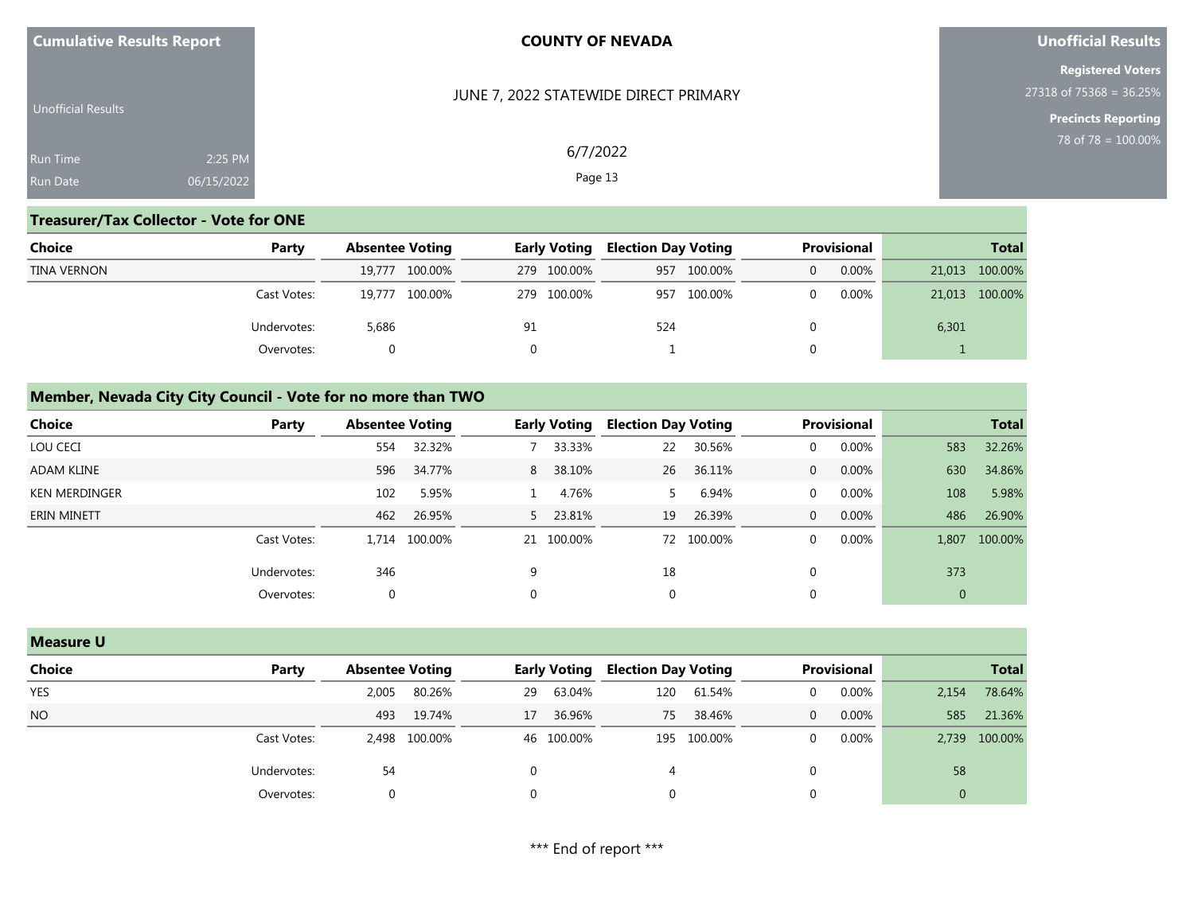## Treasurer/Tax Collector - Vote for ONE

| Choice | Party | Absentee Voting | | Early Voting | | Election Day Voting | | Provisional | | Total | |
|---|---|---|---|---|---|---|---|---|---|---|---|
| TINA VERNON | | 19,777 | 100.00% | 279 | 100.00% | 957 | 100.00% | 0 | 0.00% | 21,013 | 100.00% |
| | Cast Votes: | 19,777 | 100.00% | 279 | 100.00% | 957 | 100.00% | 0 | 0.00% | 21,013 | 100.00% |
| | Undervotes: | 5,686 | | 91 | | 524 | | 0 | | 6,301 | |
| | Overvotes: | 0 | | 0 | | 1 | | 0 | | 1 | |

## Member, Nevada City City Council - Vote for no more than TWO

| Choice | Party | Absentee Voting | | Early Voting | | Election Day Voting | | Provisional | | Total | |
|---|---|---|---|---|---|---|---|---|---|---|---|
| LOU CECI | | 554 | 32.32% | 7 | 33.33% | 22 | 30.56% | 0 | 0.00% | 583 | 32.26% |
| ADAM KLINE | | 596 | 34.77% | 8 | 38.10% | 26 | 36.11% | 0 | 0.00% | 630 | 34.86% |
| KEN MERDINGER | | 102 | 5.95% | 1 | 4.76% | 5 | 6.94% | 0 | 0.00% | 108 | 5.98% |
| ERIN MINETT | | 462 | 26.95% | 5 | 23.81% | 19 | 26.39% | 0 | 0.00% | 486 | 26.90% |
| | Cast Votes: | 1,714 | 100.00% | 21 | 100.00% | 72 | 100.00% | 0 | 0.00% | 1,807 | 100.00% |
| | Undervotes: | 346 | | 9 | | 18 | | 0 | | 373 | |
| | Overvotes: | 0 | | 0 | | 0 | | 0 | | 0 | |

## Measure U

| Choice | Party | Absentee Voting | | Early Voting | | Election Day Voting | | Provisional | | Total | |
|---|---|---|---|---|---|---|---|---|---|---|---|
| YES | | 2,005 | 80.26% | 29 | 63.04% | 120 | 61.54% | 0 | 0.00% | 2,154 | 78.64% |
| NO | | 493 | 19.74% | 17 | 36.96% | 75 | 38.46% | 0 | 0.00% | 585 | 21.36% |
| | Cast Votes: | 2,498 | 100.00% | 46 | 100.00% | 195 | 100.00% | 0 | 0.00% | 2,739 | 100.00% |
| | Undervotes: | 54 | | 0 | | 4 | | 0 | | 58 | |
| | Overvotes: | 0 | | 0 | | 0 | | 0 | | 0 | |

*** End of report ***